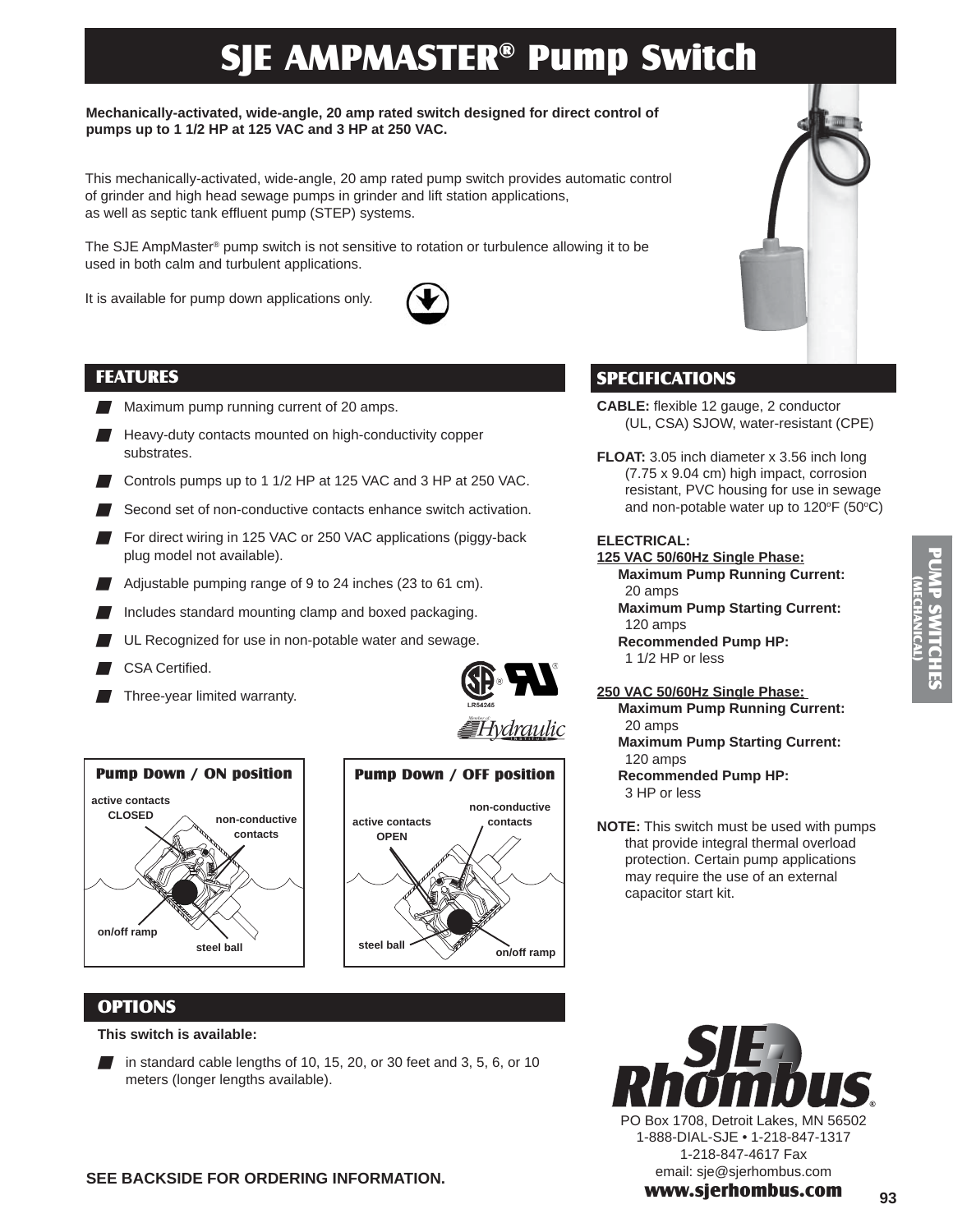# SJE AMPMASTER® Pump Switch

**Mechanically-activated, wide-angle, 20 amp rated switch designed for direct control of pumps up to 1 1/2 HP at 125 VAC and 3 HP at 250 VAC.**

This mechanically-activated, wide-angle, 20 amp rated pump switch provides automatic control of grinder and high head sewage pumps in grinder and lift station applications, as well as septic tank effluent pump (STEP) systems.

The SJE AmpMaster® pump switch is not sensitive to rotation or turbulence allowing it to be used in both calm and turbulent applications.

It is available for pump down applications only.

## FEATURES

- Maximum pump running current of 20 amps.
- Heavy-duty contacts mounted on high-conductivity copper substrates.
- Controls pumps up to 1 1/2 HP at 125 VAC and 3 HP at 250 VAC.
- Second set of non-conductive contacts enhance switch activation.
- For direct wiring in 125 VAC or 250 VAC applications (piggy-back plug model not available).
- Adjustable pumping range of 9 to 24 inches (23 to 61 cm).
- Includes standard mounting clamp and boxed packaging.
- UL Recognized for use in non-potable water and sewage.
- CSA Certified.
- Three-year limited warranty.

LR54245

**Pump Down / ON position**

active contacts CLOSED; non-conductive contacts; on/off ramp; steel ball

**Pump Down / OFF position**

active contacts OPEN; non-conductive contacts; steel ball; on/off ramp

## SPECIFICATIONS

**CABLE:** flexible 12 gauge, 2 conductor (UL, CSA) SJOW, water-resistant (CPE)

**FLOAT:** 3.05 inch diameter x 3.56 inch long (7.75 x 9.04 cm) high impact, corrosion resistant, PVC housing for use in sewage and non-potable water up to 120°F (50°C)

**ELECTRICAL:**

**125 VAC 50/60Hz Single Phase:**

**Maximum Pump Running Current:** 20 amps
**Maximum Pump Starting Current:** 120 amps
**Recommended Pump HP:** 1 1/2 HP or less

**250 VAC 50/60Hz Single Phase:**

**Maximum Pump Running Current:** 20 amps
**Maximum Pump Starting Current:** 120 amps
**Recommended Pump HP:** 3 HP or less

**NOTE:** This switch must be used with pumps that provide integral thermal overload protection. Certain pump applications may require the use of an external capacitor start kit.

## OPTIONS

**This switch is available:**

- in standard cable lengths of 10, 15, 20, or 30 feet and 3, 5, 6, or 10 meters (longer lengths available).

**SEE BACKSIDE FOR ORDERING INFORMATION.**

SJE Rhombus®
PO Box 1708, Detroit Lakes, MN 56502
1-888-DIAL-SJE • 1-218-847-1317
1-218-847-4617 Fax
email: sje@sjerhombus.com
**www.sjerhombus.com**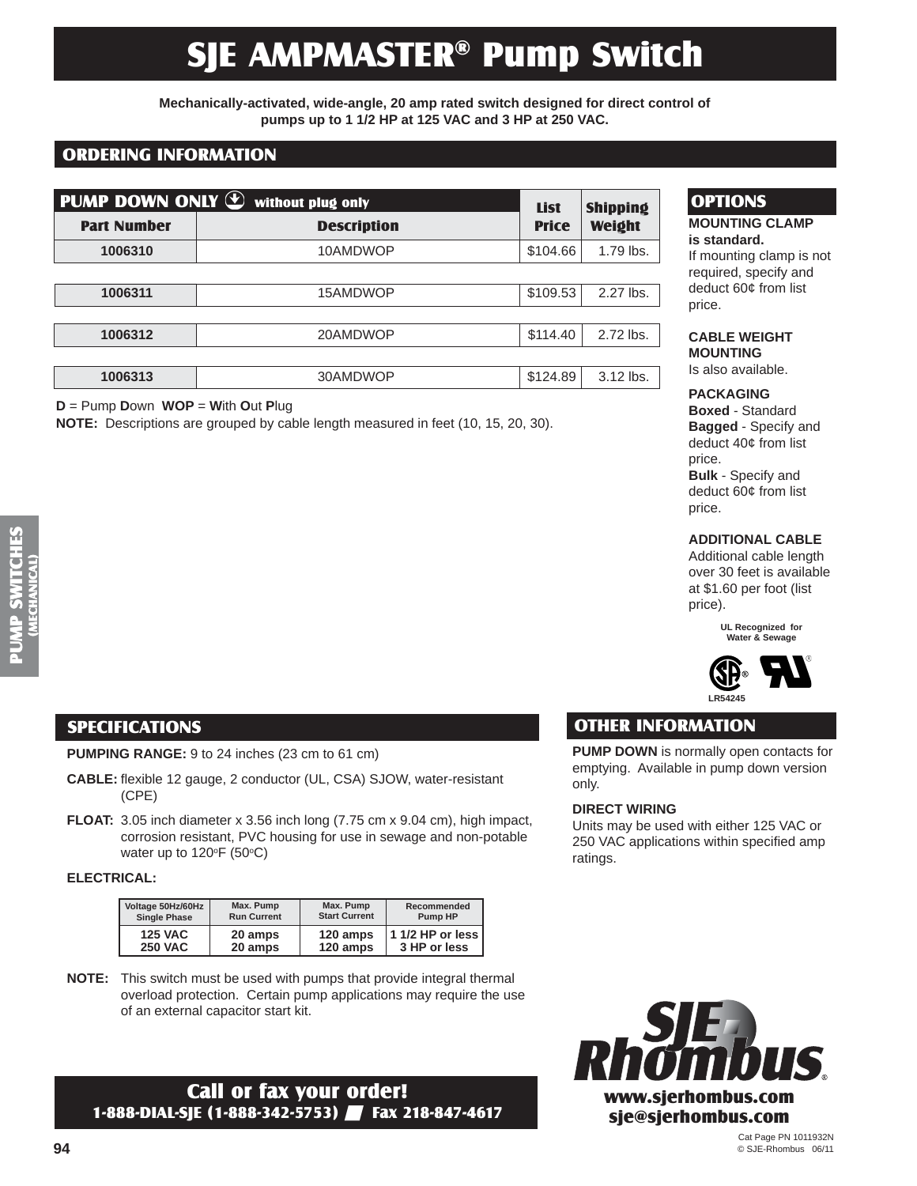# SJE AMPMASTER® Pump Switch

**Mechanically-activated, wide-angle, 20 amp rated switch designed for direct control of pumps up to 1 1/2 HP at 125 VAC and 3 HP at 250 VAC.**

## ORDERING INFORMATION

| PUMP DOWN ONLY without plug only | | List Price | Shipping Weight |
|---|---|---|---|
| **Part Number** | **Description** | | |
| **1006310** | 10AMDWOP | $104.66 | 1.79 lbs. |
| **1006311** | 15AMDWOP | $109.53 | 2.27 lbs. |
| **1006312** | 20AMDWOP | $114.40 | 2.72 lbs. |
| **1006313** | 30AMDWOP | $124.89 | 3.12 lbs. |

**D** = Pump **D**own **WOP** = **W**ith **O**ut **P**lug

**NOTE:** Descriptions are grouped by cable length measured in feet (10, 15, 20, 30).

## OPTIONS

**MOUNTING CLAMP is standard.**
If mounting clamp is not required, specify and deduct 60¢ from list price.

**CABLE WEIGHT MOUNTING**
Is also available.

**PACKAGING**
**Boxed** - Standard
**Bagged** - Specify and deduct 40¢ from list price.
**Bulk** - Specify and deduct 60¢ from list price.

**ADDITIONAL CABLE**
Additional cable length over 30 feet is available at $1.60 per foot (list price).

UL Recognized for Water & Sewage

LR54245

## SPECIFICATIONS

**PUMPING RANGE:** 9 to 24 inches (23 cm to 61 cm)

**CABLE:** flexible 12 gauge, 2 conductor (UL, CSA) SJOW, water-resistant (CPE)

**FLOAT:** 3.05 inch diameter x 3.56 inch long (7.75 cm x 9.04 cm), high impact, corrosion resistant, PVC housing for use in sewage and non-potable water up to 120°F (50°C)

**ELECTRICAL:**

| Voltage 50Hz/60Hz Single Phase | Max. Pump Run Current | Max. Pump Start Current | Recommended Pump HP |
|---|---|---|---|
| 125 VAC | 20 amps | 120 amps | 1 1/2 HP or less |
| 250 VAC | 20 amps | 120 amps | 3 HP or less |

**NOTE:** This switch must be used with pumps that provide integral thermal overload protection. Certain pump applications may require the use of an external capacitor start kit.

## OTHER INFORMATION

**PUMP DOWN** is normally open contacts for emptying. Available in pump down version only.

**DIRECT WIRING**
Units may be used with either 125 VAC or 250 VAC applications within specified amp ratings.

**Call or fax your order!**
**1-888-DIAL-SJE (1-888-342-5753) Fax 218-847-4617**

SJE Rhombus®
www.sjerhombus.com
sje@sjerhombus.com

Cat Page PN 1011932N
© SJE-Rhombus 06/11